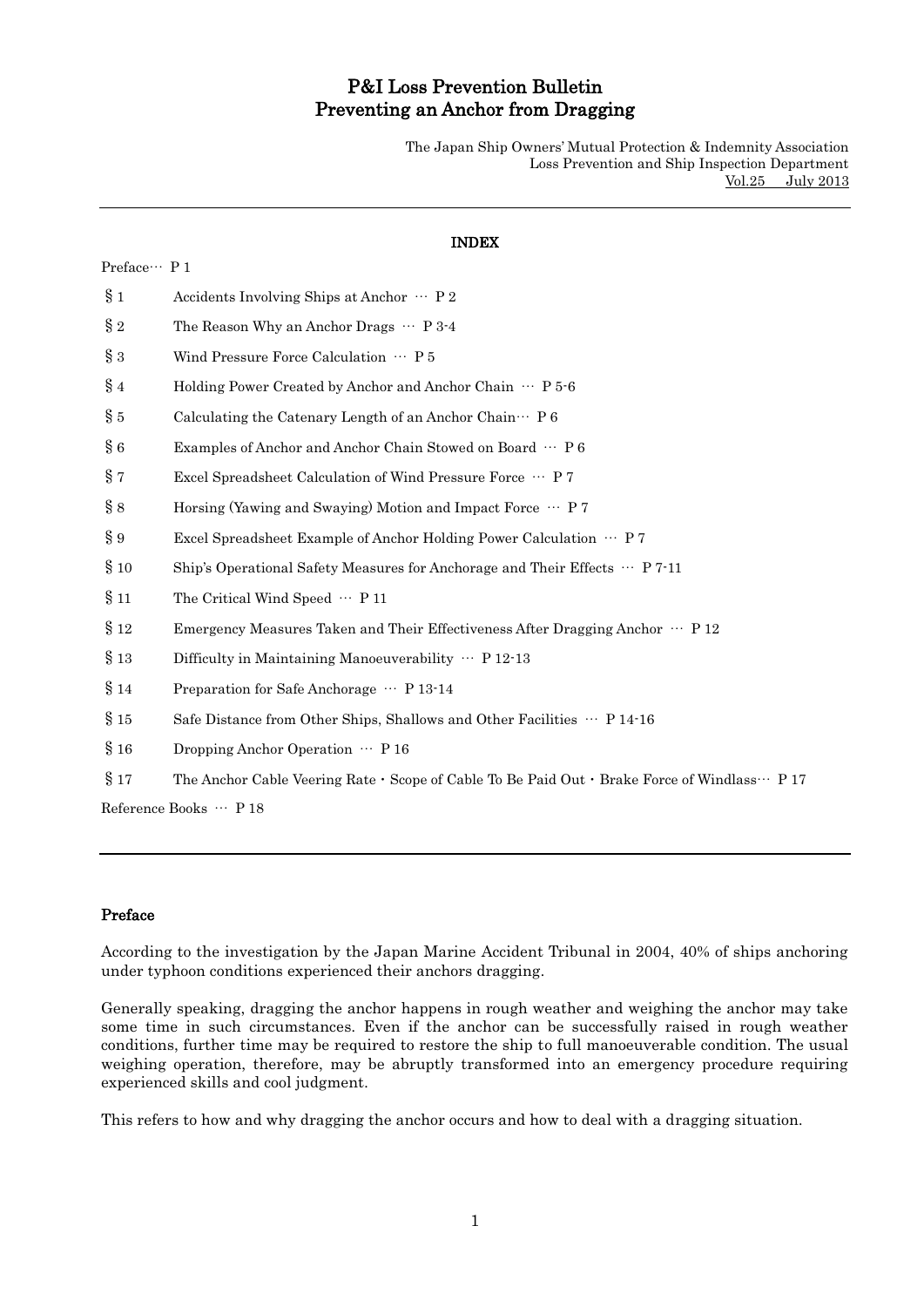# P&I Loss Prevention Bulletin
# Preventing an Anchor from Dragging

The Japan Ship Owners' Mutual Protection & Indemnity Association
Loss Prevention and Ship Inspection Department
Vol.25 July 2013

---

## INDEX

Preface… P 1

§1 Accidents Involving Ships at Anchor … P 2

§2 The Reason Why an Anchor Drags … P 3-4

§3 Wind Pressure Force Calculation … P 5

§4 Holding Power Created by Anchor and Anchor Chain … P 5-6

§5 Calculating the Catenary Length of an Anchor Chain… P 6

§6 Examples of Anchor and Anchor Chain Stowed on Board … P 6

§7 Excel Spreadsheet Calculation of Wind Pressure Force … P 7

§8 Horsing (Yawing and Swaying) Motion and Impact Force … P 7

§9 Excel Spreadsheet Example of Anchor Holding Power Calculation … P 7

§10 Ship's Operational Safety Measures for Anchorage and Their Effects … P 7-11

§11 The Critical Wind Speed … P 11

§12 Emergency Measures Taken and Their Effectiveness After Dragging Anchor … P 12

§13 Difficulty in Maintaining Manoeuverability … P 12-13

§14 Preparation for Safe Anchorage … P 13-14

§15 Safe Distance from Other Ships, Shallows and Other Facilities … P 14-16

§16 Dropping Anchor Operation … P 16

§17 The Anchor Cable Veering Rate・Scope of Cable To Be Paid Out・Brake Force of Windlass… P 17

Reference Books … P 18

---

## Preface

According to the investigation by the Japan Marine Accident Tribunal in 2004, 40% of ships anchoring under typhoon conditions experienced their anchors dragging.

Generally speaking, dragging the anchor happens in rough weather and weighing the anchor may take some time in such circumstances. Even if the anchor can be successfully raised in rough weather conditions, further time may be required to restore the ship to full manoeuverable condition. The usual weighing operation, therefore, may be abruptly transformed into an emergency procedure requiring experienced skills and cool judgment.

This refers to how and why dragging the anchor occurs and how to deal with a dragging situation.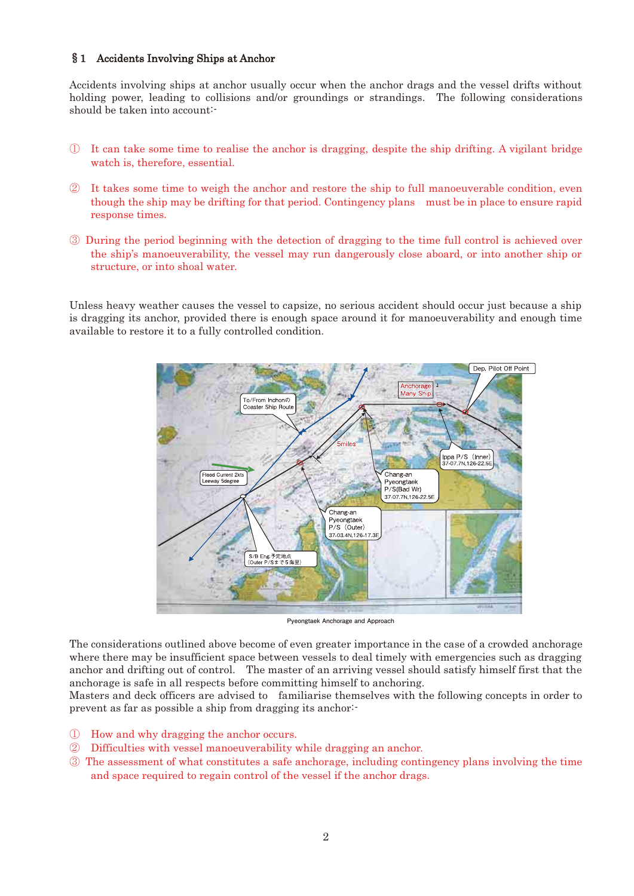## §1 Accidents Involving Ships at Anchor

Accidents involving ships at anchor usually occur when the anchor drags and the vessel drifts without holding power, leading to collisions and/or groundings or strandings. The following considerations should be taken into account:-

① It can take some time to realise the anchor is dragging, despite the ship drifting. A vigilant bridge watch is, therefore, essential.

② It takes some time to weigh the anchor and restore the ship to full manoeuverable condition, even though the ship may be drifting for that period. Contingency plans must be in place to ensure rapid response times.

③ During the period beginning with the detection of dragging to the time full control is achieved over the ship's manoeuverability, the vessel may run dangerously close aboard, or into another ship or structure, or into shoal water.

Unless heavy weather causes the vessel to capsize, no serious accident should occur just because a ship is dragging its anchor, provided there is enough space around it for manoeuverability and enough time available to restore it to a fully controlled condition.

Pyeongtaek Anchorage and Approach

The considerations outlined above become of even greater importance in the case of a crowded anchorage where there may be insufficient space between vessels to deal timely with emergencies such as dragging anchor and drifting out of control. The master of an arriving vessel should satisfy himself first that the anchorage is safe in all respects before committing himself to anchoring.
Masters and deck officers are advised to familiarise themselves with the following concepts in order to prevent as far as possible a ship from dragging its anchor:-

① How and why dragging the anchor occurs.
② Difficulties with vessel manoeuverability while dragging an anchor.
③ The assessment of what constitutes a safe anchorage, including contingency plans involving the time and space required to regain control of the vessel if the anchor drags.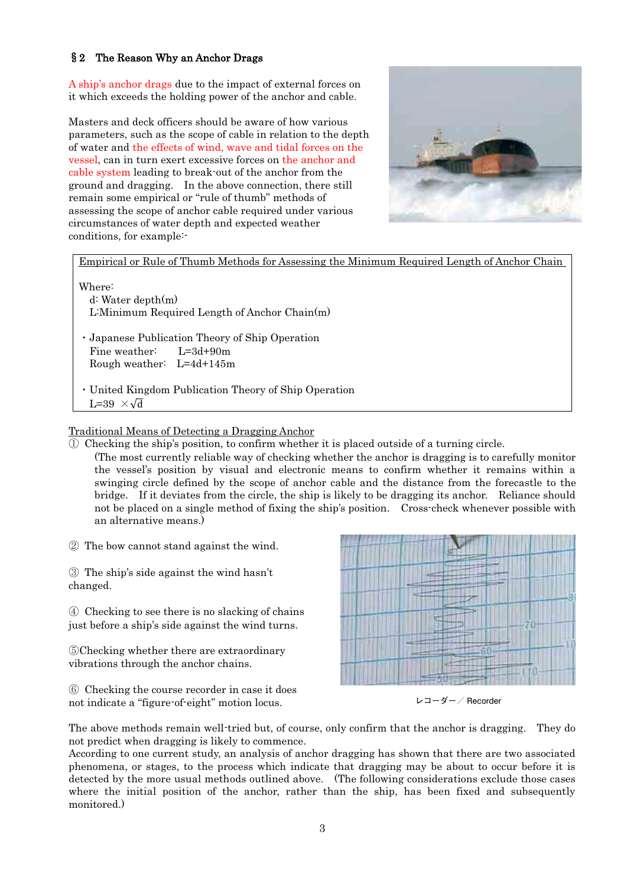## §2 The Reason Why an Anchor Drags

A ship's anchor drags due to the impact of external forces on it which exceeds the holding power of the anchor and cable.

Masters and deck officers should be aware of how various parameters, such as the scope of cable in relation to the depth of water and the effects of wind, wave and tidal forces on the vessel, can in turn exert excessive forces on the anchor and cable system leading to break-out of the anchor from the ground and dragging. In the above connection, there still remain some empirical or "rule of thumb" methods of assessing the scope of anchor cable required under various circumstances of water depth and expected weather conditions, for example:-

<u>Empirical or Rule of Thumb Methods for Assessing the Minimum Required Length of Anchor Chain</u>

Where:
- d: Water depth(m)
- L:Minimum Required Length of Anchor Chain(m)

・Japanese Publication Theory of Ship Operation
- Fine weather: $L=3d+90m$
- Rough weather: $L=4d+145m$

・United Kingdom Publication Theory of Ship Operation
- $L=39 \times \sqrt{d}$

<u>Traditional Means of Detecting a Dragging Anchor</u>

① Checking the ship's position, to confirm whether it is placed outside of a turning circle.
(The most currently reliable way of checking whether the anchor is dragging is to carefully monitor the vessel's position by visual and electronic means to confirm whether it remains within a swinging circle defined by the scope of anchor cable and the distance from the forecastle to the bridge. If it deviates from the circle, the ship is likely to be dragging its anchor. Reliance should not be placed on a single method of fixing the ship's position. Cross-check whenever possible with an alternative means.)

② The bow cannot stand against the wind.

③ The ship's side against the wind hasn't changed.

④ Checking to see there is no slacking of chains just before a ship's side against the wind turns.

⑤Checking whether there are extraordinary vibrations through the anchor chains.

⑥ Checking the course recorder in case it does not indicate a "figure-of-eight" motion locus.

レコーダー／Recorder

The above methods remain well-tried but, of course, only confirm that the anchor is dragging. They do not predict when dragging is likely to commence.
According to one current study, an analysis of anchor dragging has shown that there are two associated phenomena, or stages, to the process which indicate that dragging may be about to occur before it is detected by the more usual methods outlined above. (The following considerations exclude those cases where the initial position of the anchor, rather than the ship, has been fixed and subsequently monitored.)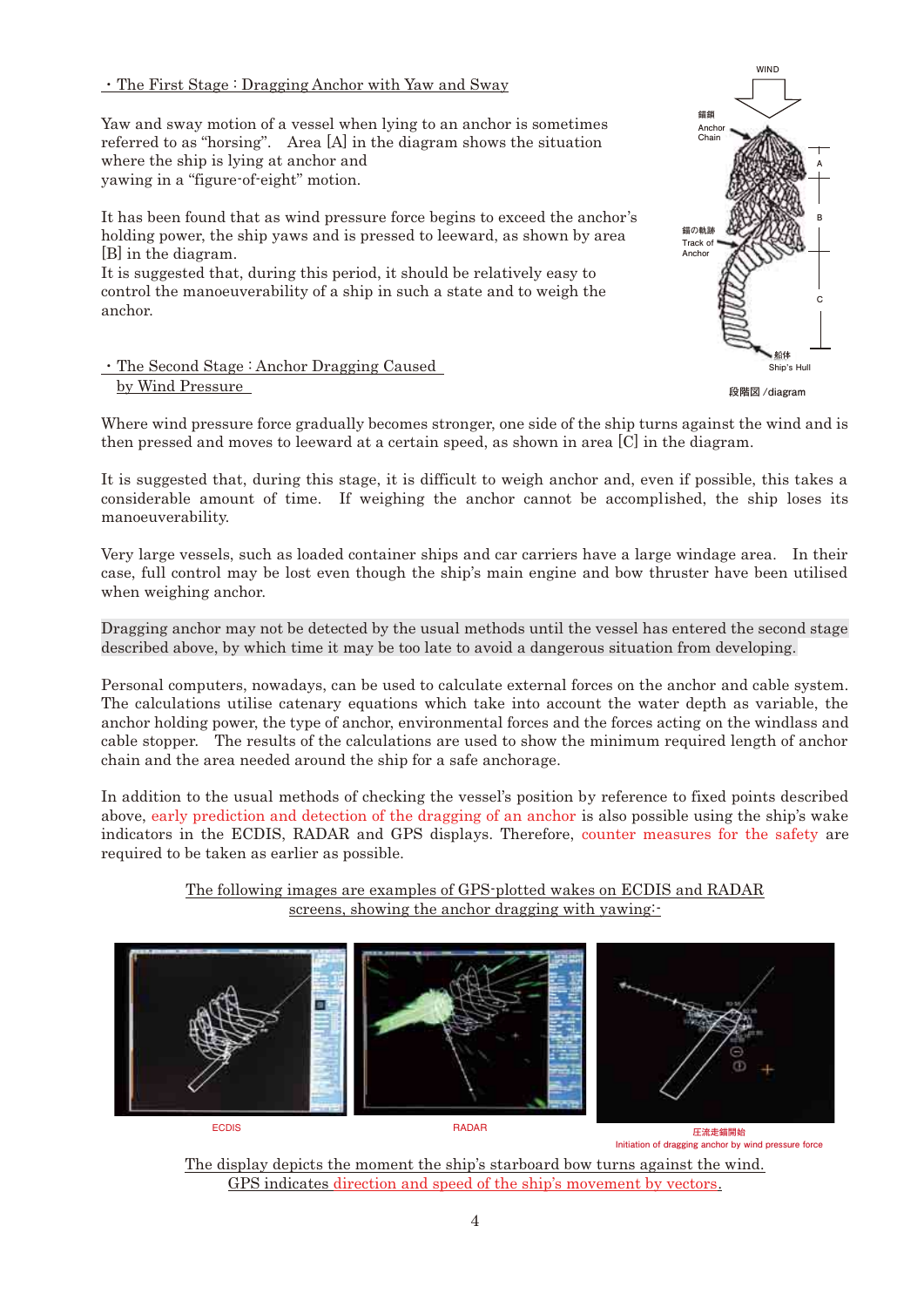・The First Stage : Dragging Anchor with Yaw and Sway

Yaw and sway motion of a vessel when lying to an anchor is sometimes referred to as "horsing". Area [A] in the diagram shows the situation where the ship is lying at anchor and yawing in a "figure-of-eight" motion.

It has been found that as wind pressure force begins to exceed the anchor's holding power, the ship yaws and is pressed to leeward, as shown by area [B] in the diagram.
It is suggested that, during this period, it should be relatively easy to control the manoeuverability of a ship in such a state and to weigh the anchor.

WIND

錨鎖 Anchor Chain

錨の軌跡 Track of Anchor

船体 Ship's Hull

A

B

C

段階図 /diagram

・The Second Stage : Anchor Dragging Caused by Wind Pressure

Where wind pressure force gradually becomes stronger, one side of the ship turns against the wind and is then pressed and moves to leeward at a certain speed, as shown in area [C] in the diagram.

It is suggested that, during this stage, it is difficult to weigh anchor and, even if possible, this takes a considerable amount of time. If weighing the anchor cannot be accomplished, the ship loses its manoeuverability.

Very large vessels, such as loaded container ships and car carriers have a large windage area. In their case, full control may be lost even though the ship's main engine and bow thruster have been utilised when weighing anchor.

Dragging anchor may not be detected by the usual methods until the vessel has entered the second stage described above, by which time it may be too late to avoid a dangerous situation from developing.

Personal computers, nowadays, can be used to calculate external forces on the anchor and cable system. The calculations utilise catenary equations which take into account the water depth as variable, the anchor holding power, the type of anchor, environmental forces and the forces acting on the windlass and cable stopper. The results of the calculations are used to show the minimum required length of anchor chain and the area needed around the ship for a safe anchorage.

In addition to the usual methods of checking the vessel's position by reference to fixed points described above, early prediction and detection of the dragging of an anchor is also possible using the ship's wake indicators in the ECDIS, RADAR and GPS displays. Therefore, counter measures for the safety are required to be taken as earlier as possible.

The following images are examples of GPS-plotted wakes on ECDIS and RADAR screens, showing the anchor dragging with yawing:-

ECDIS

RADAR

圧流走錨開始
Initiation of dragging anchor by wind pressure force

The display depicts the moment the ship's starboard bow turns against the wind.
GPS indicates direction and speed of the ship's movement by vectors.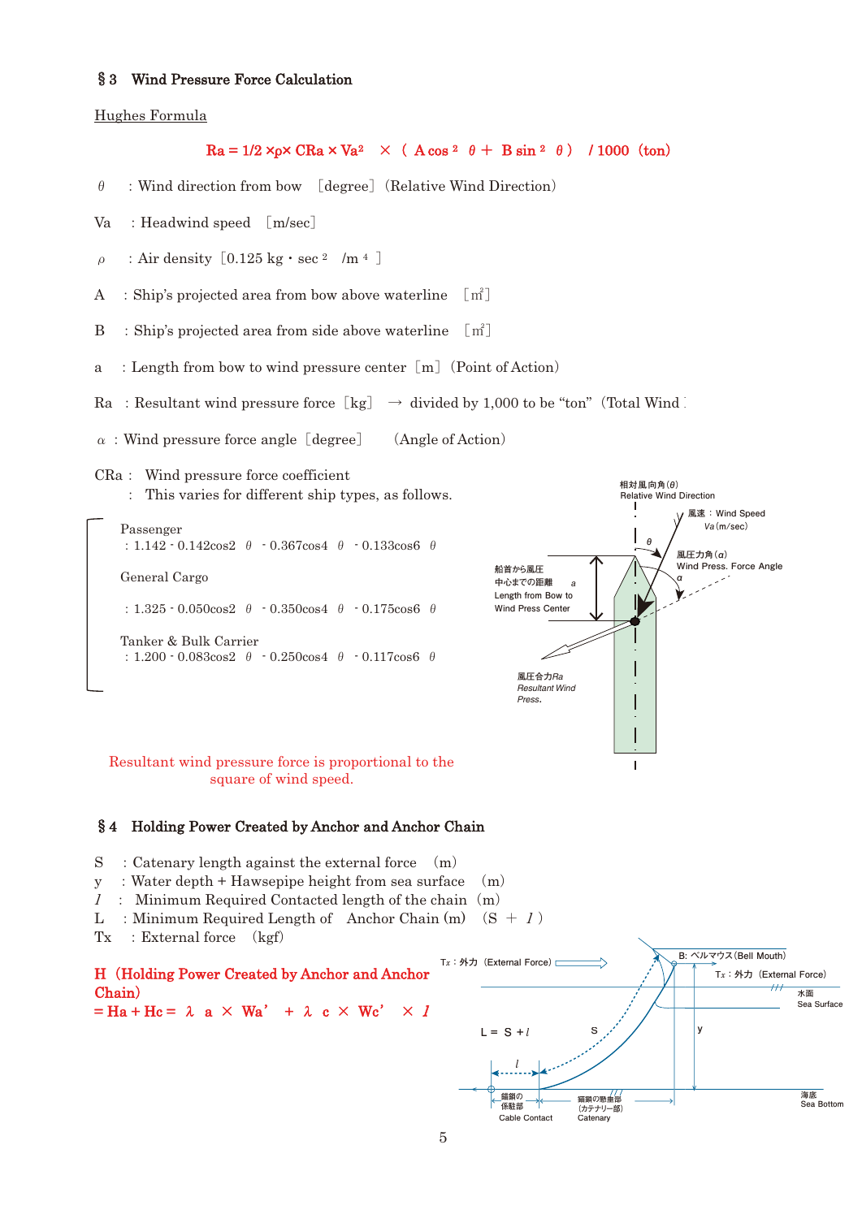## §3 Wind Pressure Force Calculation

Hughes Formula

$$Ra = 1/2 \times \rho \times CRa \times Va^2 \times (A\cos^2\theta + B\sin^2\theta) / 1000 \text{ (ton)}$$

$\theta$ : Wind direction from bow [degree] (Relative Wind Direction)

Va : Headwind speed [m/sec]

$\rho$ : Air density [0.125 kg・sec $^2$ /m $^4$ ]

A : Ship's projected area from bow above waterline [m$^2$]

B : Ship's projected area from side above waterline [m$^2$]

a : Length from bow to wind pressure center [m] (Point of Action)

Ra : Resultant wind pressure force [kg] → divided by 1,000 to be "ton" (Total Wind

$\alpha$ : Wind pressure force angle [degree] (Angle of Action)

CRa : Wind pressure force coefficient

: This varies for different ship types, as follows.

Passenger
: $1.142 - 0.142\cos 2\theta - 0.367\cos 4\theta - 0.133\cos 6\theta$

General Cargo
: $1.325 - 0.050\cos 2\theta - 0.350\cos 4\theta - 0.175\cos 6\theta$

Tanker & Bulk Carrier
: $1.200 - 0.083\cos 2\theta - 0.250\cos 4\theta - 0.117\cos 6\theta$

相対風向角($\theta$) Relative Wind Direction

風速：Wind Speed Va (m/sec)

風圧力角 ($\alpha$) Wind Press. Force Angle

船首から風圧中心までの距離 a Length from Bow to Wind Press Center

風圧合力Ra Resultant Wind Press.

Resultant wind pressure force is proportional to the square of wind speed.

## §4 Holding Power Created by Anchor and Anchor Chain

S : Catenary length against the external force (m)

y : Water depth + Hawsepipe height from sea surface (m)

$l$ : Minimum Required Contacted length of the chain (m)

L : Minimum Required Length of Anchor Chain (m) (S + $l$ )

Tx : External force (kgf)

**H (Holding Power Created by Anchor and Anchor Chain)**
**$= Ha + Hc = \lambda a \times Wa' + \lambda c \times Wc' \times l$**

Tx：外力 (External Force)

B: ベルマウス(Bell Mouth)

Tx：外力 (External Force)

水面 Sea Surface

L = S + $l$

S

y

$l$

錨鎖の係駐部 Cable Contact

錨鎖の懸垂部(カテナリー部) Catenary

海底 Sea Bottom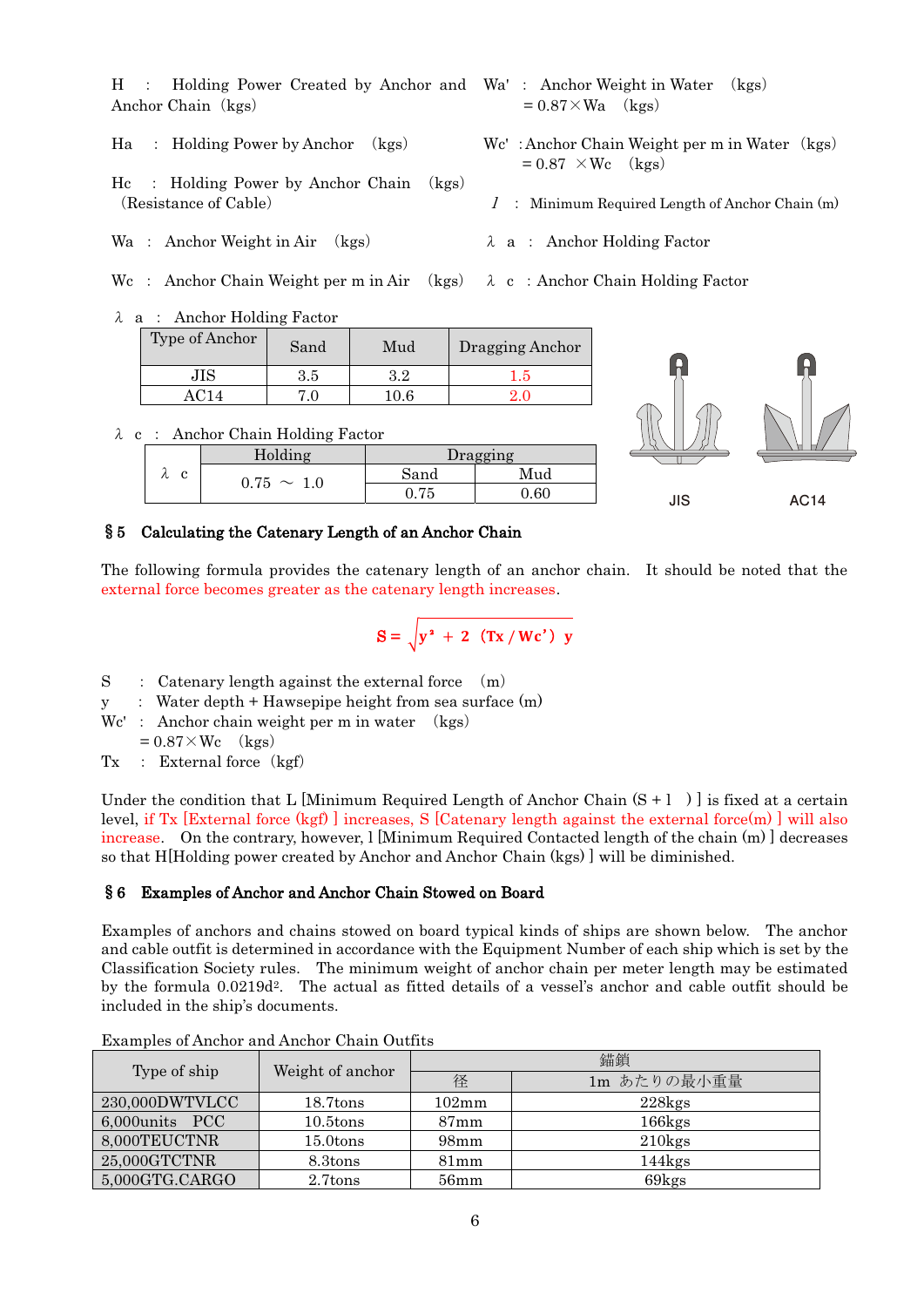H : Holding Power Created by Anchor and Anchor Chain (kgs)

Ha : Holding Power by Anchor (kgs)

Hc : Holding Power by Anchor Chain (kgs) (Resistance of Cable)

Wa : Anchor Weight in Air (kgs)

Wc : Anchor Chain Weight per m in Air (kgs)

Wa' : Anchor Weight in Water (kgs) = 0.87×Wa (kgs)

Wc' : Anchor Chain Weight per m in Water (kgs) = 0.87 ×Wc (kgs)

*l* : Minimum Required Length of Anchor Chain (m)

λ a : Anchor Holding Factor

λ c : Anchor Chain Holding Factor

λ a : Anchor Holding Factor

| Type of Anchor | Sand | Mud | Dragging Anchor |
|---|---|---|---|
| JIS | 3.5 | 3.2 | 1.5 |
| AC14 | 7.0 | 10.6 | 2.0 |

λ c : Anchor Chain Holding Factor

| | Holding | Dragging | |
|---|---|---|---|
| | | Sand | Mud |
| λ c | 0.75 ～ 1.0 | 0.75 | 0.60 |

JIS AC14

## §5 Calculating the Catenary Length of an Anchor Chain

The following formula provides the catenary length of an anchor chain. It should be noted that the external force becomes greater as the catenary length increases.

$$S = \sqrt{y^2 + 2\ (Tx / Wc')\ y}$$

S : Catenary length against the external force (m)
y : Water depth + Hawsepipe height from sea surface (m)
Wc' : Anchor chain weight per m in water (kgs)
= 0.87×Wc (kgs)
Tx : External force (kgf)

Under the condition that L [Minimum Required Length of Anchor Chain (S + l )] is fixed at a certain level, if Tx [External force (kgf) ] increases, S [Catenary length against the external force(m) ] will also increase. On the contrary, however, l [Minimum Required Contacted length of the chain (m) ] decreases so that H[Holding power created by Anchor and Anchor Chain (kgs) ] will be diminished.

## §6 Examples of Anchor and Anchor Chain Stowed on Board

Examples of anchors and chains stowed on board typical kinds of ships are shown below. The anchor and cable outfit is determined in accordance with the Equipment Number of each ship which is set by the Classification Society rules. The minimum weight of anchor chain per meter length may be estimated by the formula $0.0219d^2$. The actual as fitted details of a vessel's anchor and cable outfit should be included in the ship's documents.

Examples of Anchor and Anchor Chain Outfits

| Type of ship | Weight of anchor | 錨鎖 | |
|---|---|---|---|
| | | 径 | 1m あたりの最小重量 |
| 230,000DWTVLCC | 18.7tons | 102mm | 228kgs |
| 6,000units PCC | 10.5tons | 87mm | 166kgs |
| 8,000TEUCTNR | 15.0tons | 98mm | 210kgs |
| 25,000GTCTNR | 8.3tons | 81mm | 144kgs |
| 5,000GTG.CARGO | 2.7tons | 56mm | 69kgs |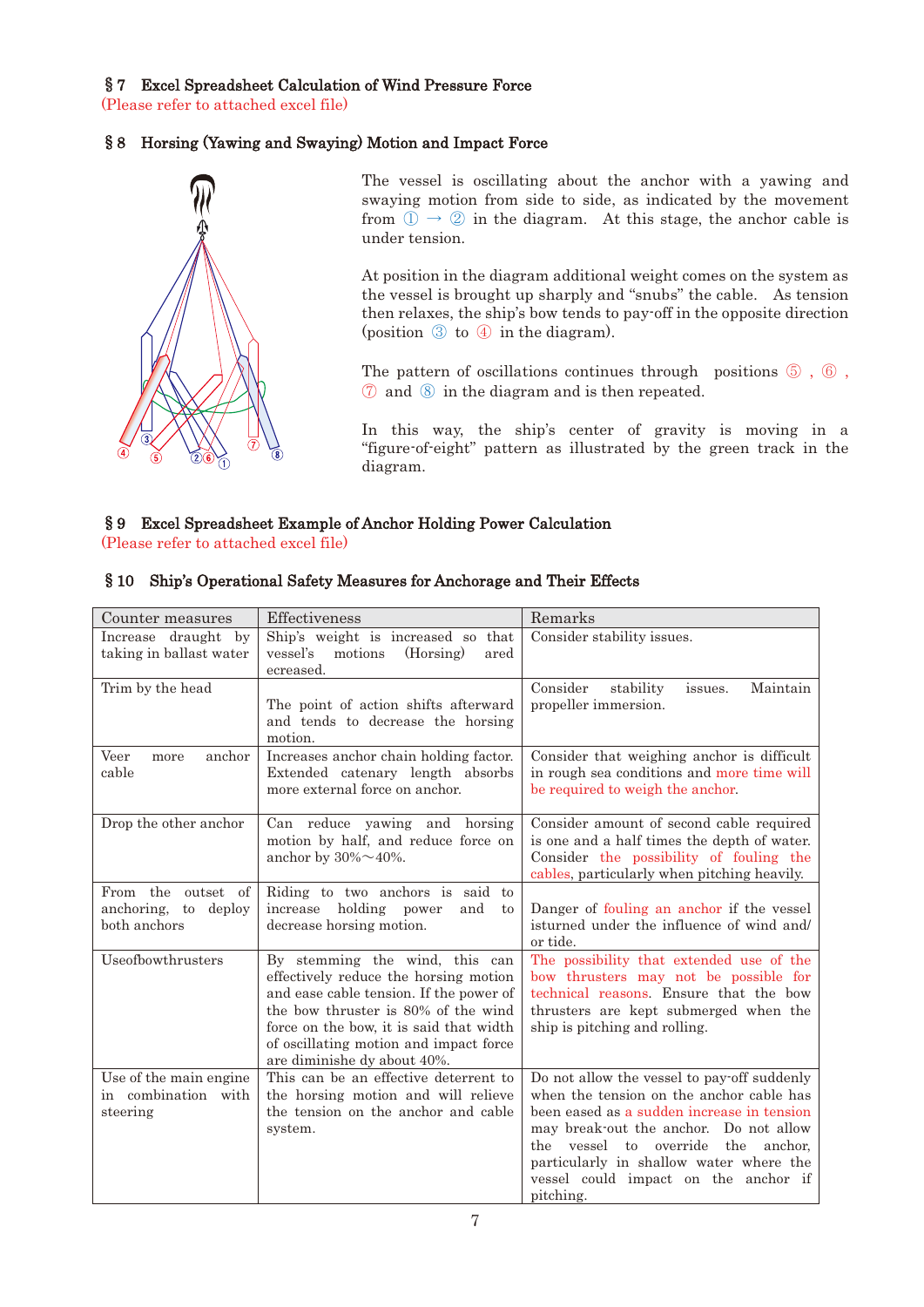## § 7 Excel Spreadsheet Calculation of Wind Pressure Force

(Please refer to attached excel file)

## § 8 Horsing (Yawing and Swaying) Motion and Impact Force

The vessel is oscillating about the anchor with a yawing and swaying motion from side to side, as indicated by the movement from ① → ② in the diagram. At this stage, the anchor cable is under tension.

At position in the diagram additional weight comes on the system as the vessel is brought up sharply and "snubs" the cable. As tension then relaxes, the ship's bow tends to pay-off in the opposite direction (position ③ to ④ in the diagram).

The pattern of oscillations continues through positions ⑤ , ⑥ , ⑦ and ⑧ in the diagram and is then repeated.

In this way, the ship's center of gravity is moving in a "figure-of-eight" pattern as illustrated by the green track in the diagram.

## § 9 Excel Spreadsheet Example of Anchor Holding Power Calculation

(Please refer to attached excel file)

## § 10 Ship's Operational Safety Measures for Anchorage and Their Effects

| Counter measures | Effectiveness | Remarks |
|---|---|---|
| Increase draught by taking in ballast water | Ship's weight is increased so that vessel's motions (Horsing) ared ecreased. | Consider stability issues. |
| Trim by the head | The point of action shifts afterward and tends to decrease the horsing motion. | Consider stability issues. Maintain propeller immersion. |
| Veer more anchor cable | Increases anchor chain holding factor. Extended catenary length absorbs more external force on anchor. | Consider that weighing anchor is difficult in rough sea conditions and more time will be required to weigh the anchor. |
| Drop the other anchor | Can reduce yawing and horsing motion by half, and reduce force on anchor by 30%～40%. | Consider amount of second cable required is one and a half times the depth of water. Consider the possibility of fouling the cables, particularly when pitching heavily. |
| From the outset of anchoring, to deploy both anchors | Riding to two anchors is said to increase holding power and to decrease horsing motion. | Danger of fouling an anchor if the vessel isturned under the influence of wind and/ or tide. |
| Useofbowthrusters | By stemming the wind, this can effectively reduce the horsing motion and ease cable tension. If the power of the bow thruster is 80% of the wind force on the bow, it is said that width of oscillating motion and impact force are diminishe dy about 40%. | The possibility that extended use of the bow thrusters may not be possible for technical reasons. Ensure that the bow thrusters are kept submerged when the ship is pitching and rolling. |
| Use of the main engine in combination with steering | This can be an effective deterrent to the horsing motion and will relieve the tension on the anchor and cable system. | Do not allow the vessel to pay-off suddenly when the tension on the anchor cable has been eased as a sudden increase in tension may break-out the anchor. Do not allow the vessel to override the anchor, particularly in shallow water where the vessel could impact on the anchor if pitching. |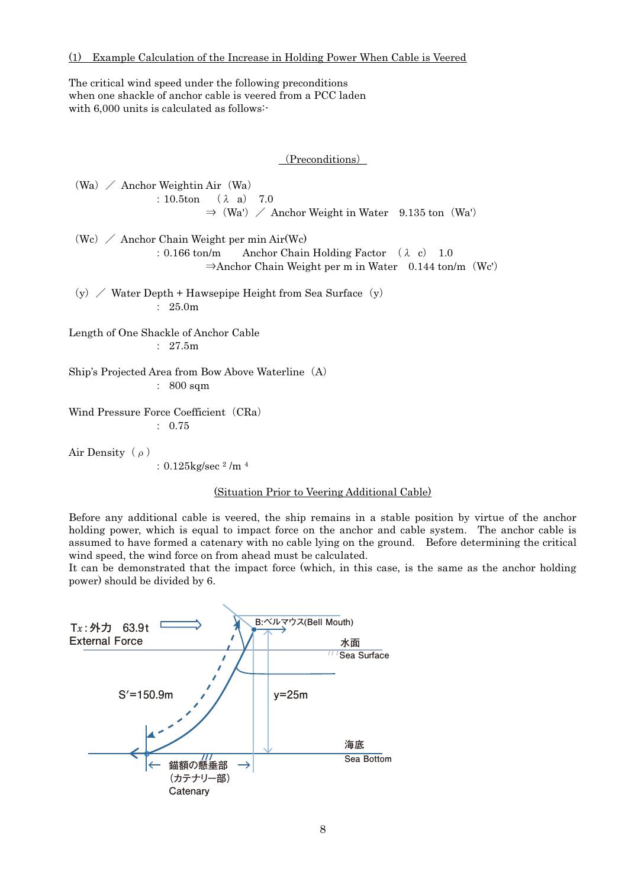(1) Example Calculation of the Increase in Holding Power When Cable is Veered

The critical wind speed under the following preconditions when one shackle of anchor cable is veered from a PCC laden with 6,000 units is calculated as follows:-

(Preconditions)

(Wa) ／ Anchor Weightin Air（Wa）
: 10.5ton　（$\lambda$ a） 7.0
⇒（Wa'）／ Anchor Weight in Water　9.135 ton（Wa'）

(Wc) ／ Anchor Chain Weight per min Air(Wc)
: 0.166 ton/m　Anchor Chain Holding Factor（$\lambda$ c） 1.0
⇒Anchor Chain Weight per m in Water　0.144 ton/m（Wc'）

(y) ／ Water Depth + Hawsepipe Height from Sea Surface（y）
: 25.0m

Length of One Shackle of Anchor Cable
: 27.5m

Ship's Projected Area from Bow Above Waterline（A）
: 800 sqm

Wind Pressure Force Coefficient（CRa）
: 0.75

Air Density（$\rho$）
: 0.125kg/sec $^2$ /m $^4$

(Situation Prior to Veering Additional Cable)

Before any additional cable is veered, the ship remains in a stable position by virtue of the anchor holding power, which is equal to impact force on the anchor and cable system. The anchor cable is assumed to have formed a catenary with no cable lying on the ground. Before determining the critical wind speed, the wind force on from ahead must be calculated.
It can be demonstrated that the impact force (which, in this case, is the same as the anchor holding power) should be divided by 6.

Tx：外力 63.9t
External Force

B:ベルマウス(Bell Mouth)

水面
Sea Surface

S′=150.9m

y=25m

海底
Sea Bottom

錨額の懸垂部
（カテナリー部）
Catenary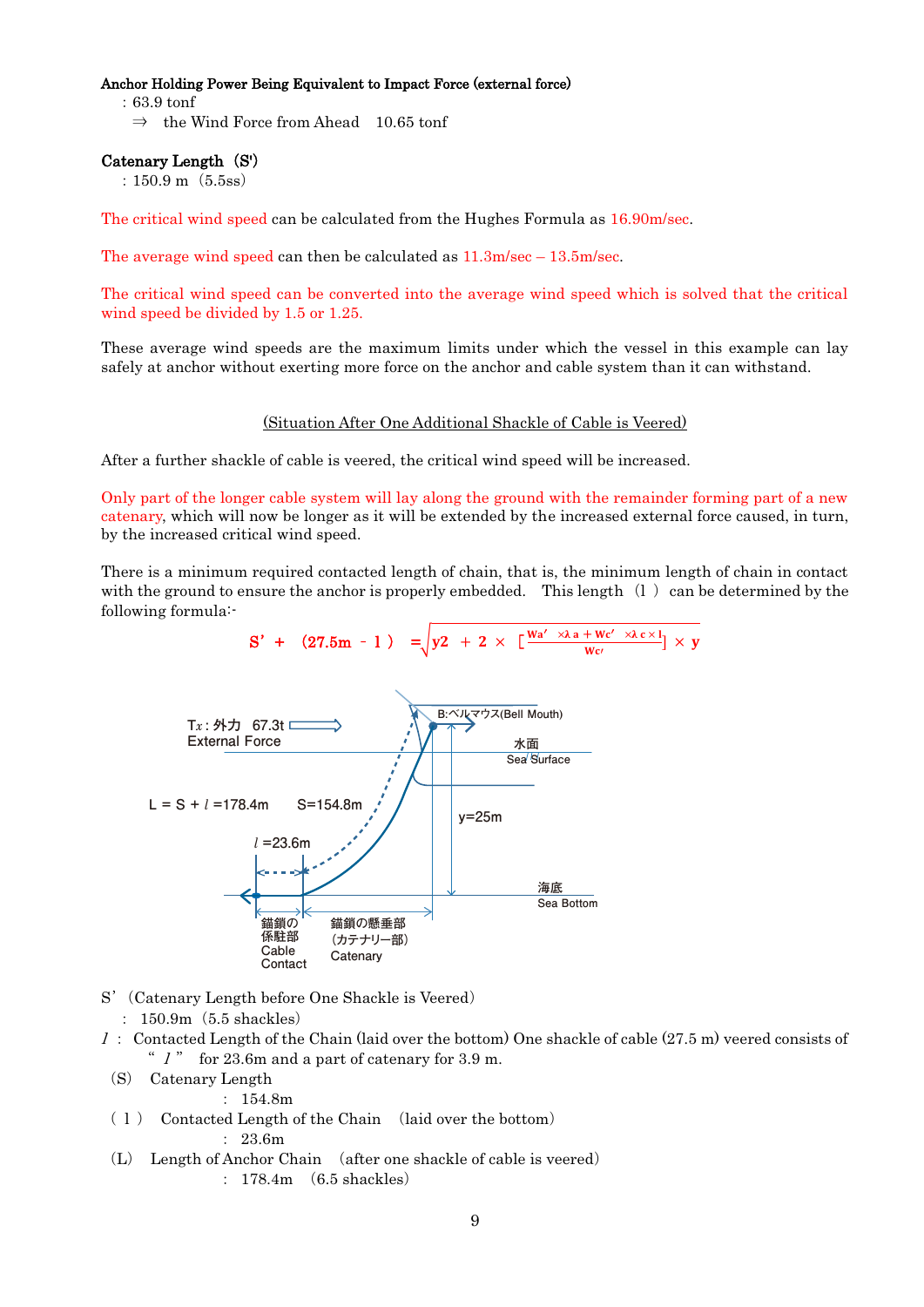**Anchor Holding Power Being Equivalent to Impact Force (external force)**

: 63.9 tonf

⇒ the Wind Force from Ahead 10.65 tonf

**Catenary Length (S')**

: 150.9 m (5.5ss)

The critical wind speed can be calculated from the Hughes Formula as 16.90m/sec.

The average wind speed can then be calculated as 11.3m/sec – 13.5m/sec.

The critical wind speed can be converted into the average wind speed which is solved that the critical wind speed be divided by 1.5 or 1.25.

These average wind speeds are the maximum limits under which the vessel in this example can lay safely at anchor without exerting more force on the anchor and cable system than it can withstand.

<u>(Situation After One Additional Shackle of Cable is Veered)</u>

After a further shackle of cable is veered, the critical wind speed will be increased.

Only part of the longer cable system will lay along the ground with the remainder forming part of a new catenary, which will now be longer as it will be extended by the increased external force caused, in turn, by the increased critical wind speed.

There is a minimum required contacted length of chain, that is, the minimum length of chain in contact with the ground to ensure the anchor is properly embedded. This length (l) can be determined by the following formula:-

$$S' + (27.5m - l) = \sqrt{y2 + 2 \times \left[\frac{Wa' \times \lambda a + Wc' \times \lambda c \times l}{Wc'}\right] \times y}$$

Tx : 外力 67.3t
External Force

B:ベルマウス(Bell Mouth)

水面
Sea Surface

L = S + l =178.4m S=154.8m

y=25m

l =23.6m

海底
Sea Bottom

錨鎖の係駐部
Cable Contact

錨鎖の懸垂部（カテナリー部）
Catenary

S' (Catenary Length before One Shackle is Veered)

: 150.9m (5.5 shackles)

*l* : Contacted Length of the Chain (laid over the bottom) One shackle of cable (27.5 m) veered consists of " *l* " for 23.6m and a part of catenary for 3.9 m.

(S) Catenary Length

: 154.8m

(l) Contacted Length of the Chain (laid over the bottom)

: 23.6m

(L) Length of Anchor Chain (after one shackle of cable is veered)

: 178.4m (6.5 shackles)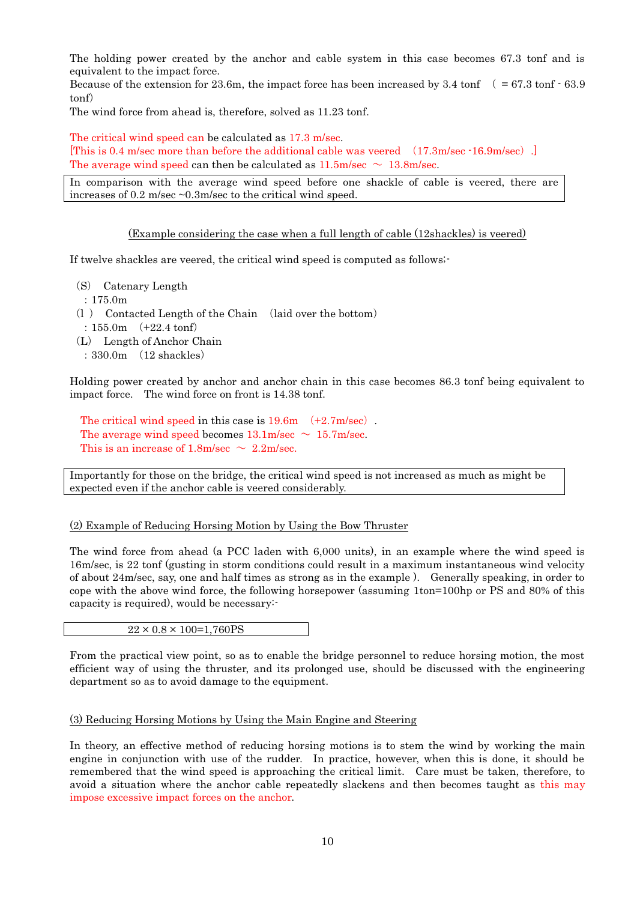The holding power created by the anchor and cable system in this case becomes 67.3 tonf and is equivalent to the impact force.
Because of the extension for 23.6m, the impact force has been increased by 3.4 tonf （ = 67.3 tonf - 63.9 tonf）
The wind force from ahead is, therefore, solved as 11.23 tonf.

The critical wind speed can be calculated as 17.3 m/sec.
[This is 0.4 m/sec more than before the additional cable was veered （17.3m/sec -16.9m/sec）.]
The average wind speed can then be calculated as 11.5m/sec ～ 13.8m/sec.

| In comparison with the average wind speed before one shackle of cable is veered, there are increases of 0.2 m/sec ~0.3m/sec to the critical wind speed. |
|---|

(Example considering the case when a full length of cable (12shackles) is veered)

If twelve shackles are veered, the critical wind speed is computed as follows;-

（S） Catenary Length
：175.0m
（l ） Contacted Length of the Chain （laid over the bottom）
：155.0m （+22.4 tonf）
（L） Length of Anchor Chain
：330.0m （12 shackles）

Holding power created by anchor and anchor chain in this case becomes 86.3 tonf being equivalent to impact force. The wind force on front is 14.38 tonf.

The critical wind speed in this case is 19.6m （+2.7m/sec）.
The average wind speed becomes 13.1m/sec ～ 15.7m/sec.
This is an increase of 1.8m/sec ～ 2.2m/sec.

| Importantly for those on the bridge, the critical wind speed is not increased as much as might be expected even if the anchor cable is veered considerably. |
|---|

(2) Example of Reducing Horsing Motion by Using the Bow Thruster

The wind force from ahead (a PCC laden with 6,000 units), in an example where the wind speed is 16m/sec, is 22 tonf (gusting in storm conditions could result in a maximum instantaneous wind velocity of about 24m/sec, say, one and half times as strong as in the example ). Generally speaking, in order to cope with the above wind force, the following horsepower (assuming 1ton=100hp or PS and 80% of this capacity is required), would be necessary:-

$$22 \times 0.8 \times 100 = 1{,}760\text{PS}$$

From the practical view point, so as to enable the bridge personnel to reduce horsing motion, the most efficient way of using the thruster, and its prolonged use, should be discussed with the engineering department so as to avoid damage to the equipment.

(3) Reducing Horsing Motions by Using the Main Engine and Steering

In theory, an effective method of reducing horsing motions is to stem the wind by working the main engine in conjunction with use of the rudder. In practice, however, when this is done, it should be remembered that the wind speed is approaching the critical limit. Care must be taken, therefore, to avoid a situation where the anchor cable repeatedly slackens and then becomes taught as this may impose excessive impact forces on the anchor.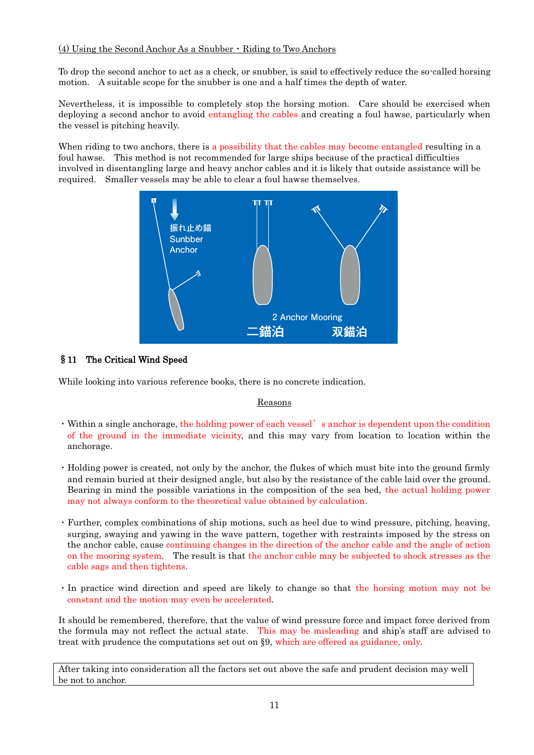(4) Using the Second Anchor As a Snubber・Riding to Two Anchors

To drop the second anchor to act as a check, or snubber, is said to effectively reduce the so-called horsing motion. A suitable scope for the snubber is one and a half times the depth of water.

Nevertheless, it is impossible to completely stop the horsing motion. Care should be exercised when deploying a second anchor to avoid entangling the cables and creating a foul hawse, particularly when the vessel is pitching heavily.

When riding to two anchors, there is a possibility that the cables may become entangled resulting in a foul hawse. This method is not recommended for large ships because of the practical difficulties involved in disentangling large and heavy anchor cables and it is likely that outside assistance will be required. Smaller vessels may be able to clear a foul hawse themselves.

振れ止め錨
Sunbber
Anchor

2 Anchor Mooring
二錨泊　　双錨泊

## §11　The Critical Wind Speed

While looking into various reference books, there is no concrete indication.

Reasons

- Within a single anchorage, the holding power of each vessel's anchor is dependent upon the condition of the ground in the immediate vicinity, and this may vary from location to location within the anchorage.

- Holding power is created, not only by the anchor, the flukes of which must bite into the ground firmly and remain buried at their designed angle, but also by the resistance of the cable laid over the ground. Bearing in mind the possible variations in the composition of the sea bed, the actual holding power may not always conform to the theoretical value obtained by calculation.

- Further, complex combinations of ship motions, such as heel due to wind pressure, pitching, heaving, surging, swaying and yawing in the wave pattern, together with restraints imposed by the stress on the anchor cable, cause continuing changes in the direction of the anchor cable and the angle of action on the mooring system. The result is that the anchor cable may be subjected to shock stresses as the cable sags and then tightens.

- In practice wind direction and speed are likely to change so that the horsing motion may not be constant and the motion may even be accelerated.

It should be remembered, therefore, that the value of wind pressure force and impact force derived from the formula may not reflect the actual state. This may be misleading and ship's staff are advised to treat with prudence the computations set out on §9, which are offered as guidance, only.

| After taking into consideration all the factors set out above the safe and prudent decision may well be not to anchor. |
|---|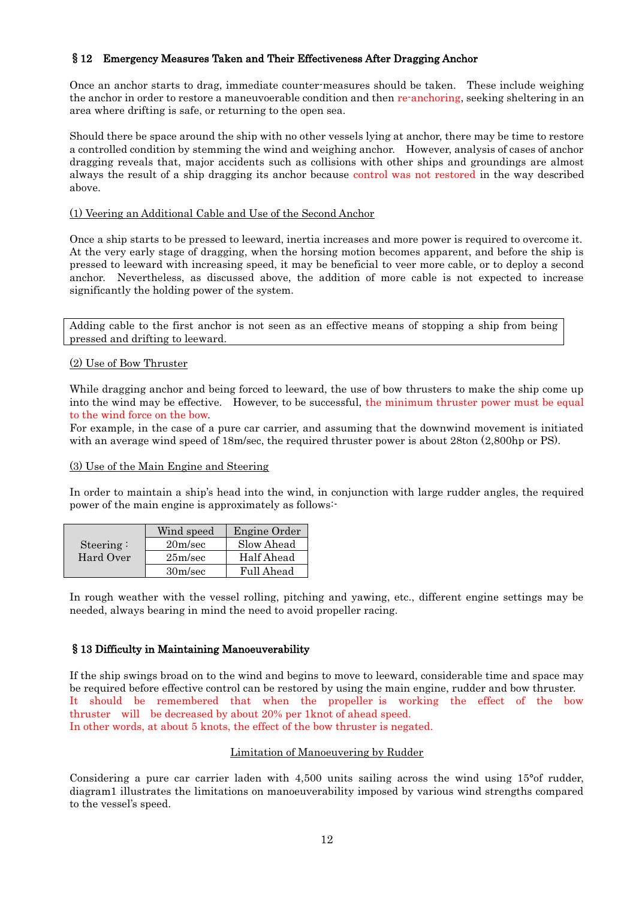## § 12 Emergency Measures Taken and Their Effectiveness After Dragging Anchor

Once an anchor starts to drag, immediate counter-measures should be taken. These include weighing the anchor in order to restore a maneuvoerable condition and then re-anchoring, seeking sheltering in an area where drifting is safe, or returning to the open sea.

Should there be space around the ship with no other vessels lying at anchor, there may be time to restore a controlled condition by stemming the wind and weighing anchor. However, analysis of cases of anchor dragging reveals that, major accidents such as collisions with other ships and groundings are almost always the result of a ship dragging its anchor because control was not restored in the way described above.

### (1) Veering an Additional Cable and Use of the Second Anchor

Once a ship starts to be pressed to leeward, inertia increases and more power is required to overcome it. At the very early stage of dragging, when the horsing motion becomes apparent, and before the ship is pressed to leeward with increasing speed, it may be beneficial to veer more cable, or to deploy a second anchor. Nevertheless, as discussed above, the addition of more cable is not expected to increase significantly the holding power of the system.

| Adding cable to the first anchor is not seen as an effective means of stopping a ship from being pressed and drifting to leeward. |
|---|

### (2) Use of Bow Thruster

While dragging anchor and being forced to leeward, the use of bow thrusters to make the ship come up into the wind may be effective. However, to be successful, the minimum thruster power must be equal to the wind force on the bow.

For example, in the case of a pure car carrier, and assuming that the downwind movement is initiated with an average wind speed of 18m/sec, the required thruster power is about 28ton (2,800hp or PS).

### (3) Use of the Main Engine and Steering

In order to maintain a ship's head into the wind, in conjunction with large rudder angles, the required power of the main engine is approximately as follows:-

| | Wind speed | Engine Order |
|---|---|---|
| Steering : Hard Over | 20m/sec | Slow Ahead |
| | 25m/sec | Half Ahead |
| | 30m/sec | Full Ahead |

In rough weather with the vessel rolling, pitching and yawing, etc., different engine settings may be needed, always bearing in mind the need to avoid propeller racing.

## § 13 Difficulty in Maintaining Manoeuverability

If the ship swings broad on to the wind and begins to move to leeward, considerable time and space may be required before effective control can be restored by using the main engine, rudder and bow thruster.
It should be remembered that when the propeller is working the effect of the bow thruster will be decreased by about 20% per 1knot of ahead speed.
In other words, at about 5 knots, the effect of the bow thruster is negated.

### Limitation of Manoeuvering by Rudder

Considering a pure car carrier laden with 4,500 units sailing across the wind using 15° of rudder, diagram1 illustrates the limitations on manoeuverability imposed by various wind strengths compared to the vessel's speed.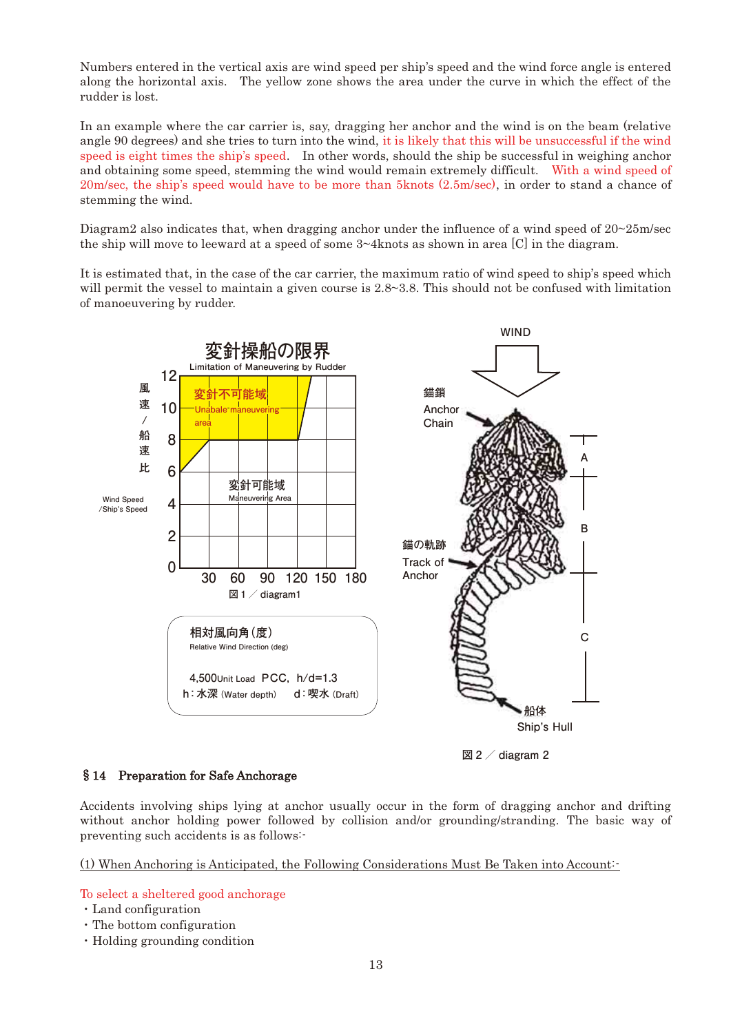Numbers entered in the vertical axis are wind speed per ship's speed and the wind force angle is entered along the horizontal axis. The yellow zone shows the area under the curve in which the effect of the rudder is lost.

In an example where the car carrier is, say, dragging her anchor and the wind is on the beam (relative angle 90 degrees) and she tries to turn into the wind, it is likely that this will be unsuccessful if the wind speed is eight times the ship's speed. In other words, should the ship be successful in weighing anchor and obtaining some speed, stemming the wind would remain extremely difficult. With a wind speed of 20m/sec, the ship's speed would have to be more than 5knots (2.5m/sec), in order to stand a chance of stemming the wind.

Diagram2 also indicates that, when dragging anchor under the influence of a wind speed of 20~25m/sec the ship will move to leeward at a speed of some 3~4knots as shown in area [C] in the diagram.

It is estimated that, in the case of the car carrier, the maximum ratio of wind speed to ship's speed which will permit the vessel to maintain a given course is 2.8~3.8. This should not be confused with limitation of manoeuvering by rudder.

変針操船の限界
Limitation of Maneuvering by Rudder

風速/船速比 Wind Speed /Ship's Speed

変針不可能域 Unable maneuvering area

変針可能域 Maneuvering Area

図1 ／ diagram1

相対風向角(度)
Relative Wind Direction (deg)

4,500Unit Load PCC, h/d=1.3
h：水深 (Water depth) d：喫水 (Draft)

WIND

錨鎖 Anchor Chain

錨の軌跡 Track of Anchor

船体 Ship's Hull

A B C

図2 ／ diagram 2

## §14 Preparation for Safe Anchorage

Accidents involving ships lying at anchor usually occur in the form of dragging anchor and drifting without anchor holding power followed by collision and/or grounding/stranding. The basic way of preventing such accidents is as follows:-

(1) When Anchoring is Anticipated, the Following Considerations Must Be Taken into Account:-

To select a sheltered good anchorage

・Land configuration
・The bottom configuration
・Holding grounding condition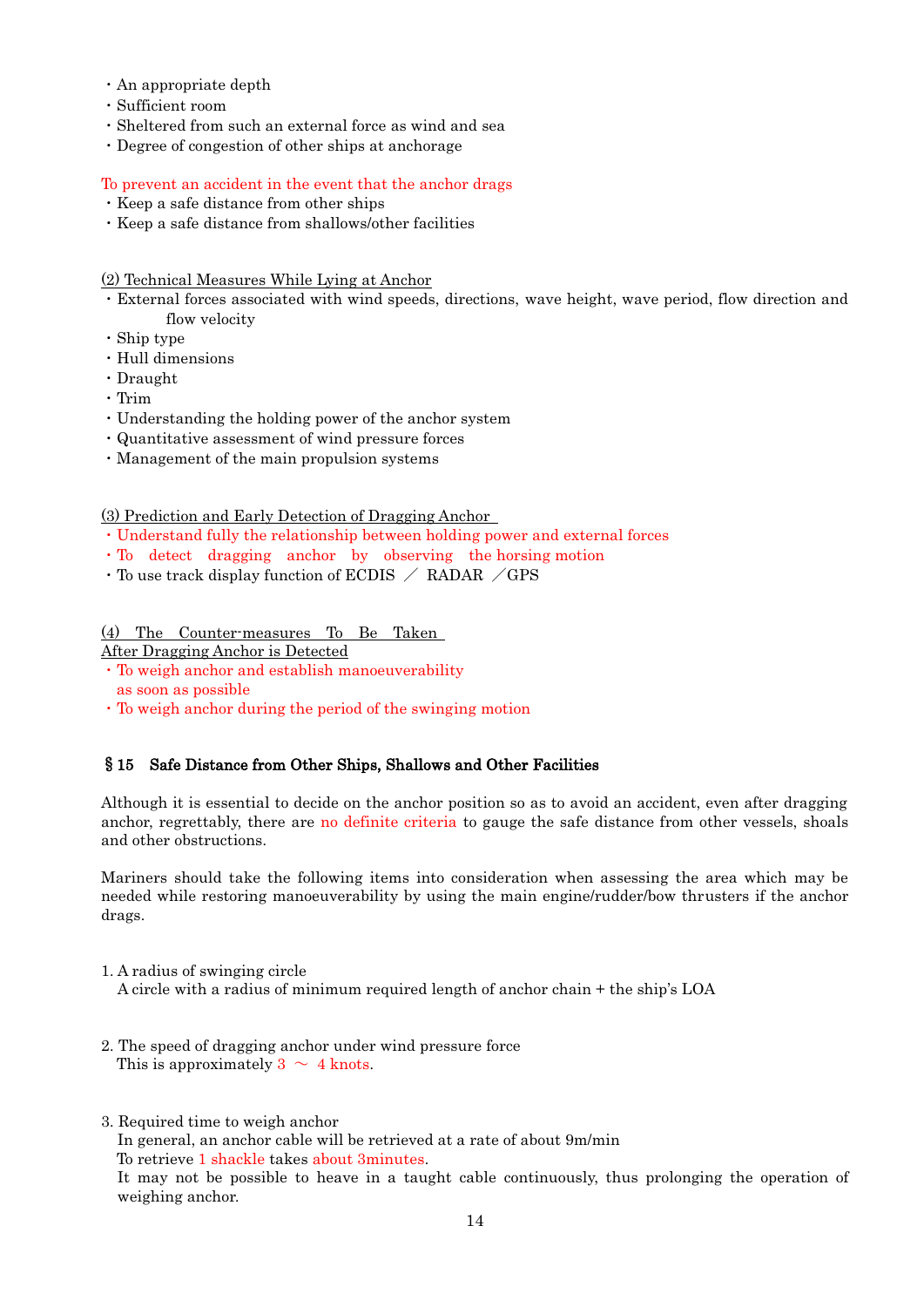・An appropriate depth
・Sufficient room
・Sheltered from such an external force as wind and sea
・Degree of congestion of other ships at anchorage

To prevent an accident in the event that the anchor drags
・Keep a safe distance from other ships
・Keep a safe distance from shallows/other facilities

(2) Technical Measures While Lying at Anchor
・External forces associated with wind speeds, directions, wave height, wave period, flow direction and flow velocity
・Ship type
・Hull dimensions
・Draught
・Trim
・Understanding the holding power of the anchor system
・Quantitative assessment of wind pressure forces
・Management of the main propulsion systems

(3) Prediction and Early Detection of Dragging Anchor
・Understand fully the relationship between holding power and external forces
・To detect dragging anchor by observing the horsing motion
・To use track display function of ECDIS ／ RADAR ／GPS

(4) The Counter-measures To Be Taken After Dragging Anchor is Detected
・To weigh anchor and establish manoeuverability as soon as possible
・To weigh anchor during the period of the swinging motion

### §15 Safe Distance from Other Ships, Shallows and Other Facilities

Although it is essential to decide on the anchor position so as to avoid an accident, even after dragging anchor, regrettably, there are no definite criteria to gauge the safe distance from other vessels, shoals and other obstructions.

Mariners should take the following items into consideration when assessing the area which may be needed while restoring manoeuverability by using the main engine/rudder/bow thrusters if the anchor drags.

1. A radius of swinging circle
   A circle with a radius of minimum required length of anchor chain + the ship's LOA

2. The speed of dragging anchor under wind pressure force
   This is approximately 3 ～ 4 knots.

3. Required time to weigh anchor
   In general, an anchor cable will be retrieved at a rate of about 9m/min
   To retrieve 1 shackle takes about 3minutes.
   It may not be possible to heave in a taught cable continuously, thus prolonging the operation of weighing anchor.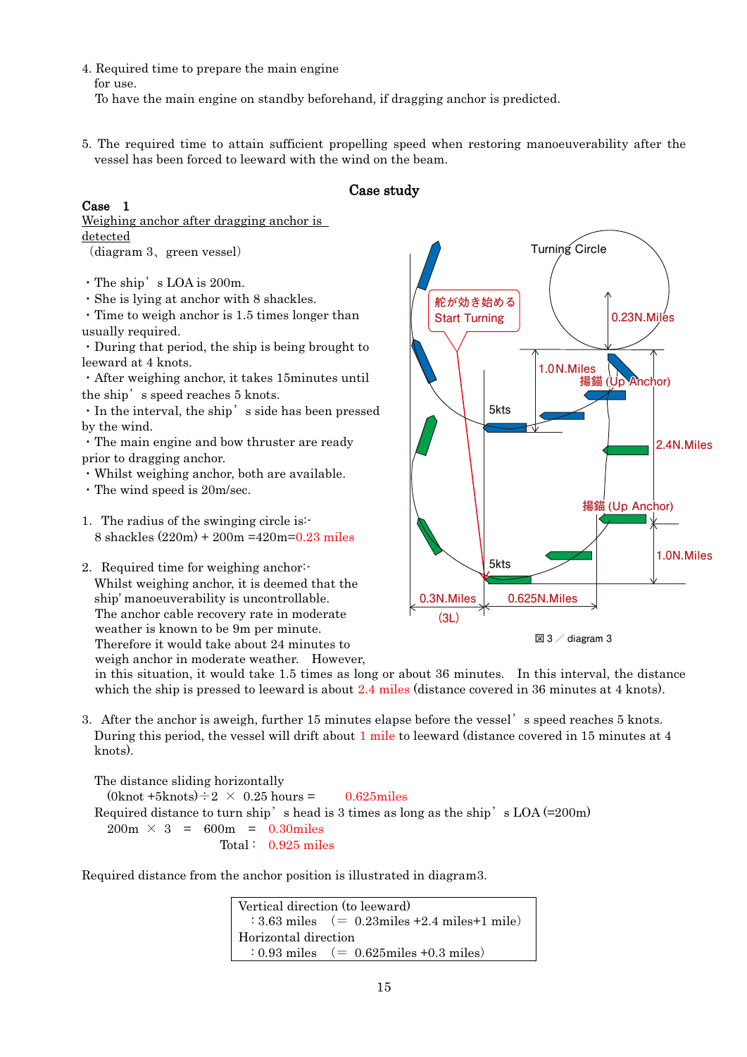4. Required time to prepare the main engine for use.
   To have the main engine on standby beforehand, if dragging anchor is predicted.

5. The required time to attain sufficient propelling speed when restoring manoeuverability after the vessel has been forced to leeward with the wind on the beam.

## Case study

**Case 1**

Weighing anchor after dragging anchor is detected

（diagram 3、green vessel）

・The ship's LOA is 200m.
・She is lying at anchor with 8 shackles.
・Time to weigh anchor is 1.5 times longer than usually required.
・During that period, the ship is being brought to leeward at 4 knots.
・After weighing anchor, it takes 15minutes until the ship's speed reaches 5 knots.
・In the interval, the ship's side has been pressed by the wind.
・The main engine and bow thruster are ready prior to dragging anchor.
・Whilst weighing anchor, both are available.
・The wind speed is 20m/sec.

図３／diagram 3

1. The radius of the swinging circle is:-
   8 shackles (220m) + 200m =420m=0.23 miles

2. Required time for weighing anchor:-
   Whilst weighing anchor, it is deemed that the ship' manoeuverability is uncontrollable.
   The anchor cable recovery rate in moderate weather is known to be 9m per minute.
   Therefore it would take about 24 minutes to weigh anchor in moderate weather. However, in this situation, it would take 1.5 times as long or about 36 minutes. In this interval, the distance which the ship is pressed to leeward is about 2.4 miles (distance covered in 36 minutes at 4 knots).

3. After the anchor is aweigh, further 15 minutes elapse before the vessel's speed reaches 5 knots. During this period, the vessel will drift about 1 mile to leeward (distance covered in 15 minutes at 4 knots).

   The distance sliding horizontally
   (0knot +5knots)÷2 × 0.25 hours = 0.625miles
   Required distance to turn ship's head is 3 times as long as the ship's LOA (=200m)
   200m × 3 = 600m = 0.30miles
   Total： 0.925 miles

Required distance from the anchor position is illustrated in diagram3.

| Vertical direction (to leeward) |
|---|
| ：3.63 miles （＝ 0.23miles +2.4 miles+1 mile） |
| Horizontal direction |
| ：0.93 miles （＝ 0.625miles +0.3 miles） |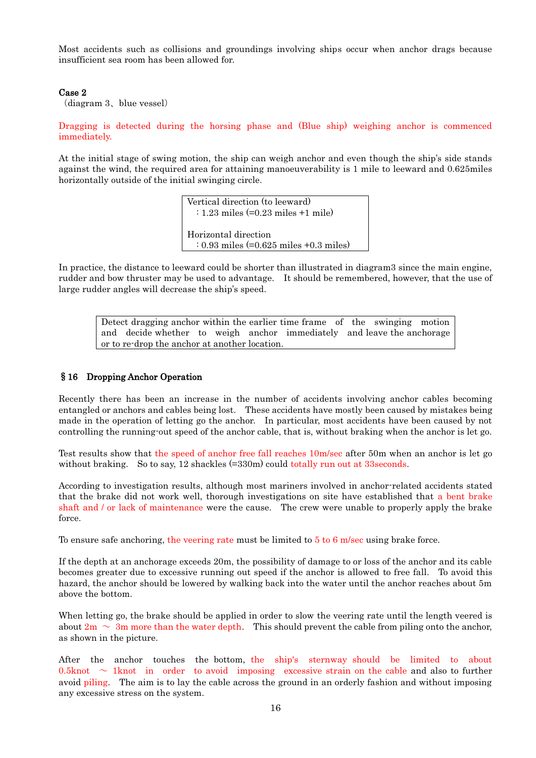Most accidents such as collisions and groundings involving ships occur when anchor drags because insufficient sea room has been allowed for.

**Case 2**
（diagram 3、blue vessel）

Dragging is detected during the horsing phase and (Blue ship) weighing anchor is commenced immediately.

At the initial stage of swing motion, the ship can weigh anchor and even though the ship's side stands against the wind, the required area for attaining manoeuverability is 1 mile to leeward and 0.625miles horizontally outside of the initial swinging circle.

| Vertical direction (to leeward)<br>：1.23 miles (=0.23 miles +1 mile)<br><br>Horizontal direction<br>：0.93 miles (=0.625 miles +0.3 miles) |
|---|

In practice, the distance to leeward could be shorter than illustrated in diagram3 since the main engine, rudder and bow thruster may be used to advantage. It should be remembered, however, that the use of large rudder angles will decrease the ship's speed.

| Detect dragging anchor within the earlier time frame of the swinging motion and decide whether to weigh anchor immediately and leave the anchorage or to re-drop the anchor at another location. |
|---|

## §16 Dropping Anchor Operation

Recently there has been an increase in the number of accidents involving anchor cables becoming entangled or anchors and cables being lost. These accidents have mostly been caused by mistakes being made in the operation of letting go the anchor. In particular, most accidents have been caused by not controlling the running-out speed of the anchor cable, that is, without braking when the anchor is let go.

Test results show that the speed of anchor free fall reaches 10m/sec after 50m when an anchor is let go without braking. So to say, 12 shackles (=330m) could totally run out at 33seconds.

According to investigation results, although most mariners involved in anchor-related accidents stated that the brake did not work well, thorough investigations on site have established that a bent brake shaft and / or lack of maintenance were the cause. The crew were unable to properly apply the brake force.

To ensure safe anchoring, the veering rate must be limited to 5 to 6 m/sec using brake force.

If the depth at an anchorage exceeds 20m, the possibility of damage to or loss of the anchor and its cable becomes greater due to excessive running out speed if the anchor is allowed to free fall. To avoid this hazard, the anchor should be lowered by walking back into the water until the anchor reaches about 5m above the bottom.

When letting go, the brake should be applied in order to slow the veering rate until the length veered is about 2m ～ 3m more than the water depth. This should prevent the cable from piling onto the anchor, as shown in the picture.

After the anchor touches the bottom, the ship's sternway should be limited to about 0.5knot ～ 1knot in order to avoid imposing excessive strain on the cable and also to further avoid piling. The aim is to lay the cable across the ground in an orderly fashion and without imposing any excessive stress on the system.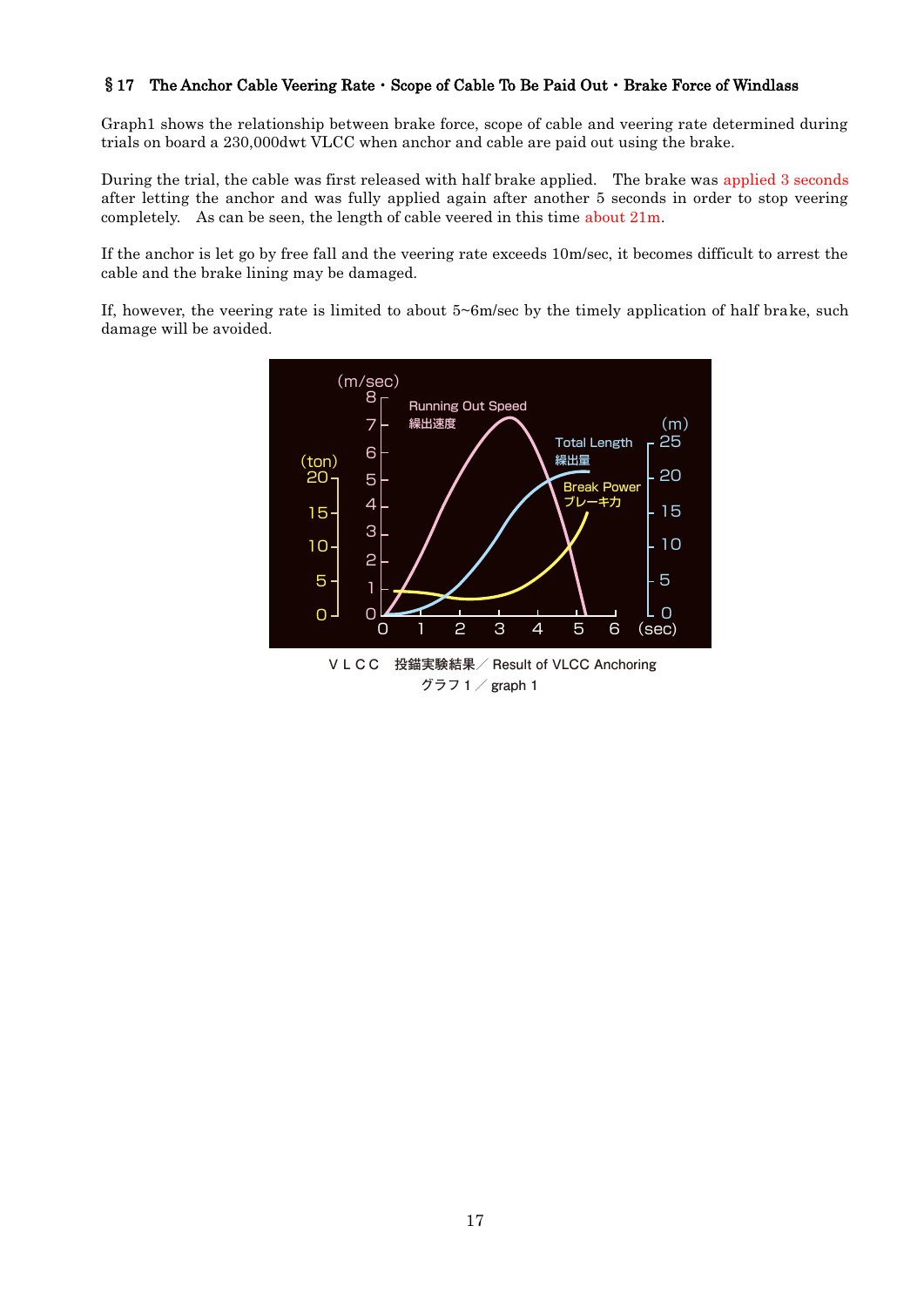## § 17 The Anchor Cable Veering Rate・Scope of Cable To Be Paid Out・Brake Force of Windlass

Graph1 shows the relationship between brake force, scope of cable and veering rate determined during trials on board a 230,000dwt VLCC when anchor and cable are paid out using the brake.

During the trial, the cable was first released with half brake applied. The brake was applied 3 seconds after letting the anchor and was fully applied again after another 5 seconds in order to stop veering completely. As can be seen, the length of cable veered in this time about 21m.

If the anchor is let go by free fall and the veering rate exceeds 10m/sec, it becomes difficult to arrest the cable and the brake lining may be damaged.

If, however, the veering rate is limited to about 5~6m/sec by the timely application of half brake, such damage will be avoided.

ＶＬＣＣ 投錨実験結果／Result of VLCC Anchoring

グラフ１／graph 1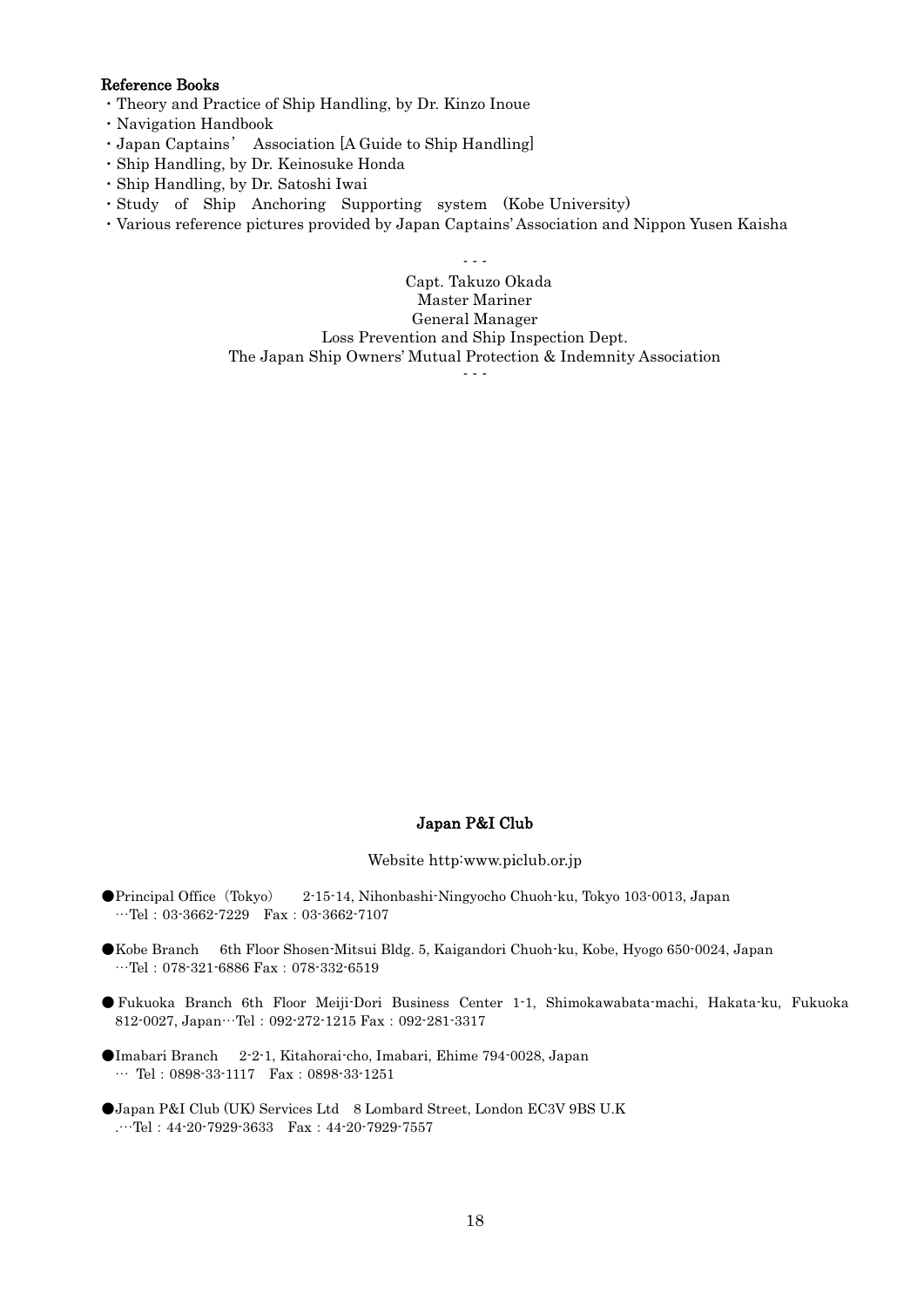**Reference Books**

- ・Theory and Practice of Ship Handling, by Dr. Kinzo Inoue
- ・Navigation Handbook
- ・Japan Captains' Association [A Guide to Ship Handling]
- ・Ship Handling, by Dr. Keinosuke Honda
- ・Ship Handling, by Dr. Satoshi Iwai
- ・Study of Ship Anchoring Supporting system (Kobe University)
- ・Various reference pictures provided by Japan Captains' Association and Nippon Yusen Kaisha

\- - -

Capt. Takuzo Okada
Master Mariner
General Manager
Loss Prevention and Ship Inspection Dept.
The Japan Ship Owners' Mutual Protection & Indemnity Association

\- - -

**Japan P&I Club**

Website http:www.piclub.or.jp

●Principal Office (Tokyo)　2-15-14, Nihonbashi-Ningyocho Chuoh-ku, Tokyo 103-0013, Japan
…Tel : 03-3662-7229　Fax : 03-3662-7107

●Kobe Branch　6th Floor Shosen-Mitsui Bldg. 5, Kaigandori Chuoh-ku, Kobe, Hyogo 650-0024, Japan
…Tel : 078-321-6886 Fax : 078-332-6519

●Fukuoka Branch 6th Floor Meiji-Dori Business Center 1-1, Shimokawabata-machi, Hakata-ku, Fukuoka 812-0027, Japan…Tel : 092-272-1215 Fax : 092-281-3317

●Imabari Branch　2-2-1, Kitahorai-cho, Imabari, Ehime 794-0028, Japan
… Tel : 0898-33-1117　Fax : 0898-33-1251

●Japan P&I Club (UK) Services Ltd　8 Lombard Street, London EC3V 9BS U.K
.…Tel : 44-20-7929-3633　Fax : 44-20-7929-7557